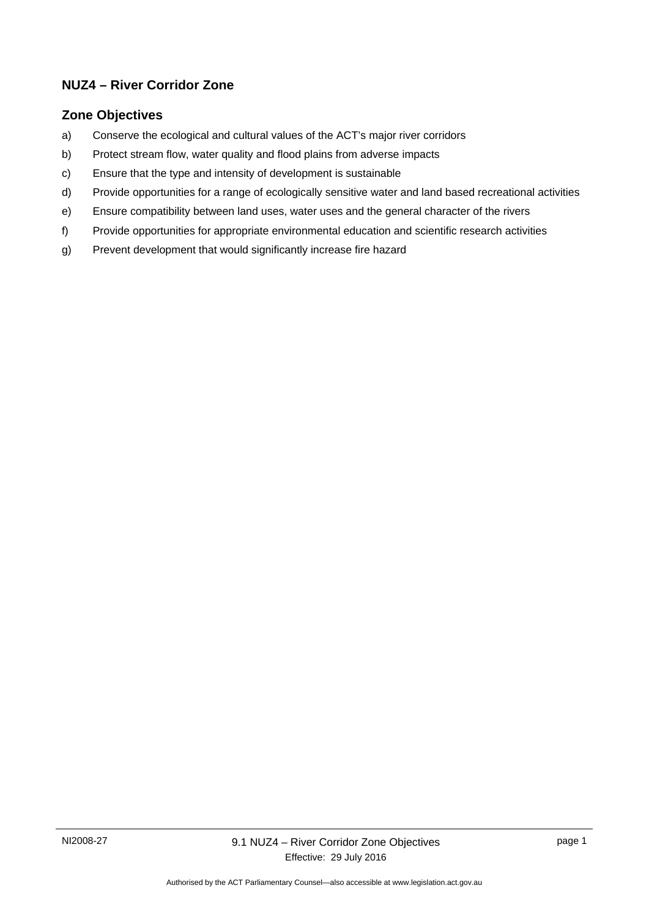## NUZ4 – River Corridor Zone

### Zone Objectives

a) Conserve the ecological and cultural values of the ACT's major river corridors

b) Protect stream flow, water quality and flood plains from adverse impacts

c) Ensure that the type and intensity of development is sustainable

d) Provide opportunities for a range of ecologically sensitive water and land based recreational activities

e) Ensure compatibility between land uses, water uses and the general character of the rivers

f) Provide opportunities for appropriate environmental education and scientific research activities

g) Prevent development that would significantly increase fire hazard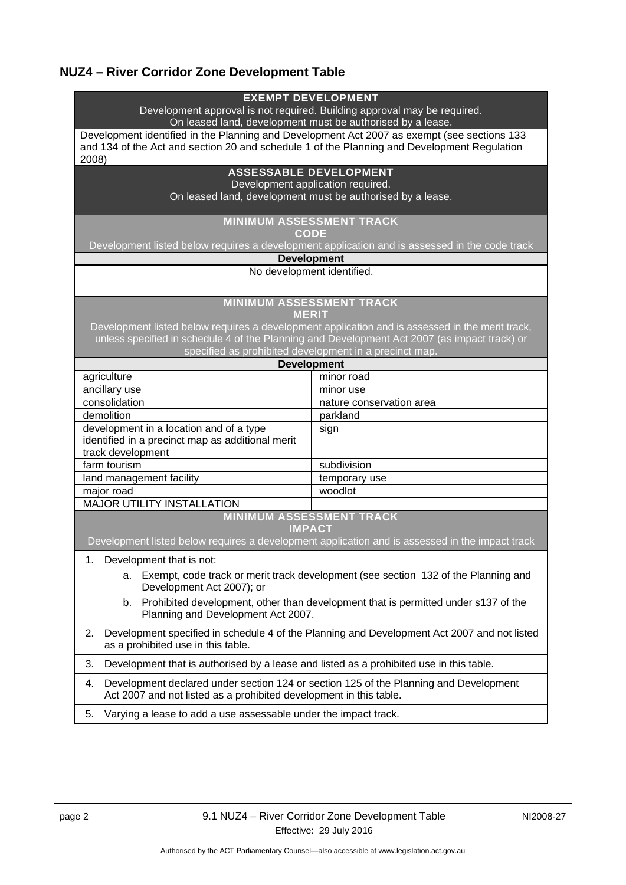## NUZ4 – River Corridor Zone Development Table

| EXEMPT DEVELOPMENT<br>Development approval is not required. Building approval may be required.<br>On leased land, development must be authorised by a lease. | |
|---|---|
| Development identified in the Planning and Development Act 2007 as exempt (see sections 133 and 134 of the Act and section 20 and schedule 1 of the Planning and Development Regulation 2008) | |
| **ASSESSABLE DEVELOPMENT**<br>Development application required.<br>On leased land, development must be authorised by a lease. | |
| **MINIMUM ASSESSMENT TRACK**<br>**CODE**<br>Development listed below requires a development application and is assessed in the code track | |
| **Development** | |
| No development identified. | |
| **MINIMUM ASSESSMENT TRACK**<br>**MERIT**<br>Development listed below requires a development application and is assessed in the merit track, unless specified in schedule 4 of the Planning and Development Act 2007 (as impact track) or specified as prohibited development in a precinct map. | |
| **Development** | |
| agriculture | minor road |
| ancillary use | minor use |
| consolidation | nature conservation area |
| demolition | parkland |
| development in a location and of a type identified in a precinct map as additional merit track development | sign |
| farm tourism | subdivision |
| land management facility | temporary use |
| major road | woodlot |
| MAJOR UTILITY INSTALLATION | |
| **MINIMUM ASSESSMENT TRACK**<br>**IMPACT**<br>Development listed below requires a development application and is assessed in the impact track | |
| 1. Development that is not:<br>a. Exempt, code track or merit track development (see section 132 of the Planning and Development Act 2007); or<br>b. Prohibited development, other than development that is permitted under s137 of the Planning and Development Act 2007. | |
| 2. Development specified in schedule 4 of the Planning and Development Act 2007 and not listed as a prohibited use in this table. | |
| 3. Development that is authorised by a lease and listed as a prohibited use in this table. | |
| 4. Development declared under section 124 or section 125 of the Planning and Development Act 2007 and not listed as a prohibited development in this table. | |
| 5. Varying a lease to add a use assessable under the impact track. | |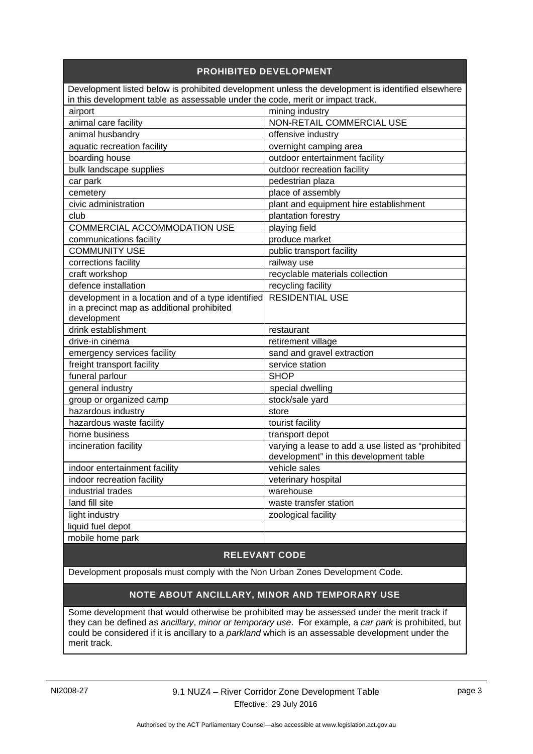## PROHIBITED DEVELOPMENT

Development listed below is prohibited development unless the development is identified elsewhere in this development table as assessable under the code, merit or impact track.

| | |
|---|---|
| airport | mining industry |
| animal care facility | NON-RETAIL COMMERCIAL USE |
| animal husbandry | offensive industry |
| aquatic recreation facility | overnight camping area |
| boarding house | outdoor entertainment facility |
| bulk landscape supplies | outdoor recreation facility |
| car park | pedestrian plaza |
| cemetery | place of assembly |
| civic administration | plant and equipment hire establishment |
| club | plantation forestry |
| COMMERCIAL ACCOMMODATION USE | playing field |
| communications facility | produce market |
| COMMUNITY USE | public transport facility |
| corrections facility | railway use |
| craft workshop | recyclable materials collection |
| defence installation | recycling facility |
| development in a location and of a type identified in a precinct map as additional prohibited development | RESIDENTIAL USE |
| drink establishment | restaurant |
| drive-in cinema | retirement village |
| emergency services facility | sand and gravel extraction |
| freight transport facility | service station |
| funeral parlour | SHOP |
| general industry | special dwelling |
| group or organized camp | stock/sale yard |
| hazardous industry | store |
| hazardous waste facility | tourist facility |
| home business | transport depot |
| incineration facility | varying a lease to add a use listed as "prohibited development" in this development table |
| indoor entertainment facility | vehicle sales |
| indoor recreation facility | veterinary hospital |
| industrial trades | warehouse |
| land fill site | waste transfer station |
| light industry | zoological facility |
| liquid fuel depot | |
| mobile home park | |

## RELEVANT CODE

Development proposals must comply with the Non Urban Zones Development Code.

## NOTE ABOUT ANCILLARY, MINOR AND TEMPORARY USE

Some development that would otherwise be prohibited may be assessed under the merit track if they can be defined as *ancillary*, *minor or temporary use*. For example, a *car park* is prohibited, but could be considered if it is ancillary to a *parkland* which is an assessable development under the merit track.